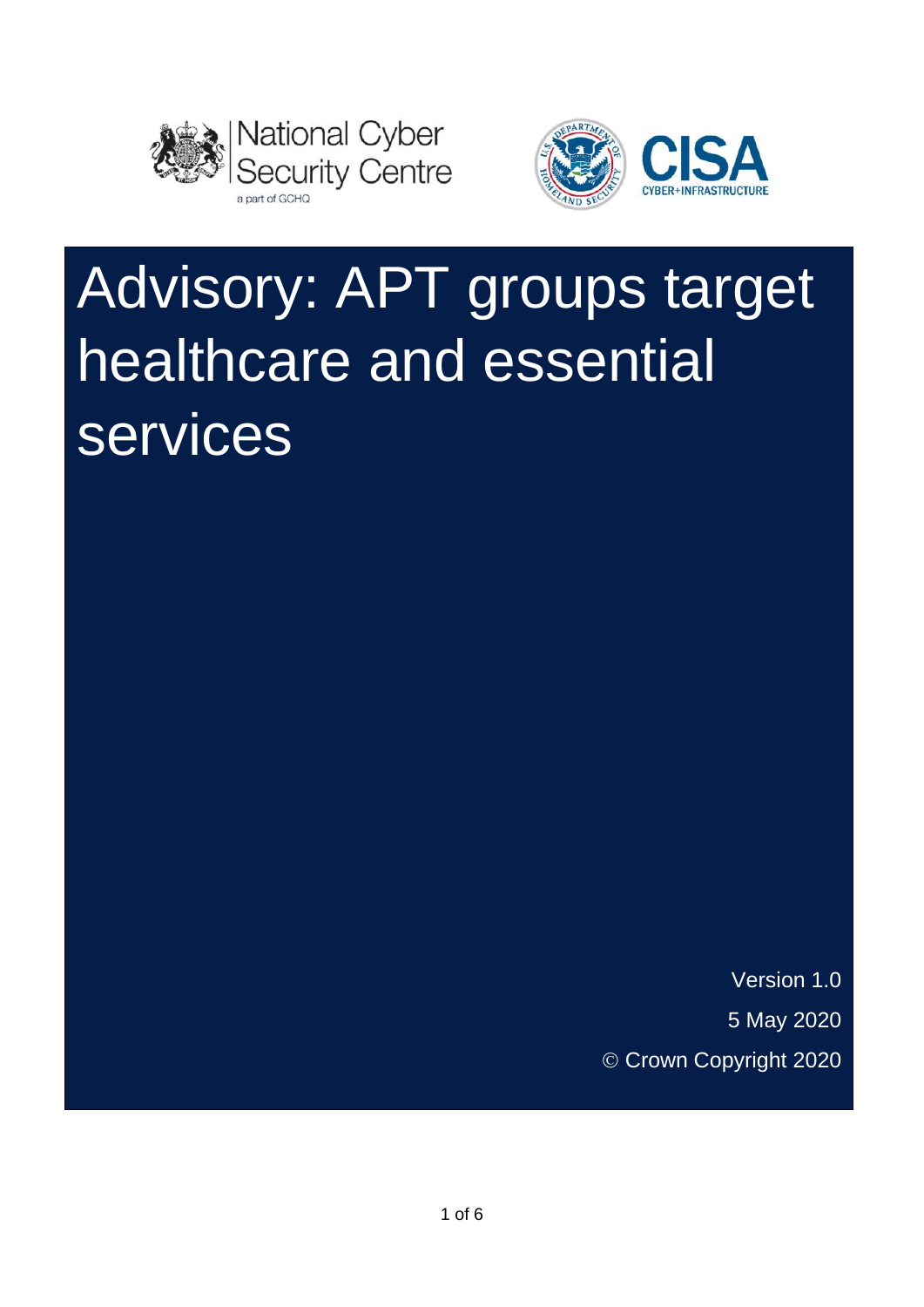National Cyber Security Centre

a part of GCHQ

CISA

CYBER+INFRASTRUCTURE

# Advisory: APT groups target healthcare and essential services

Version 1.0

5 May 2020

© Crown Copyright 2020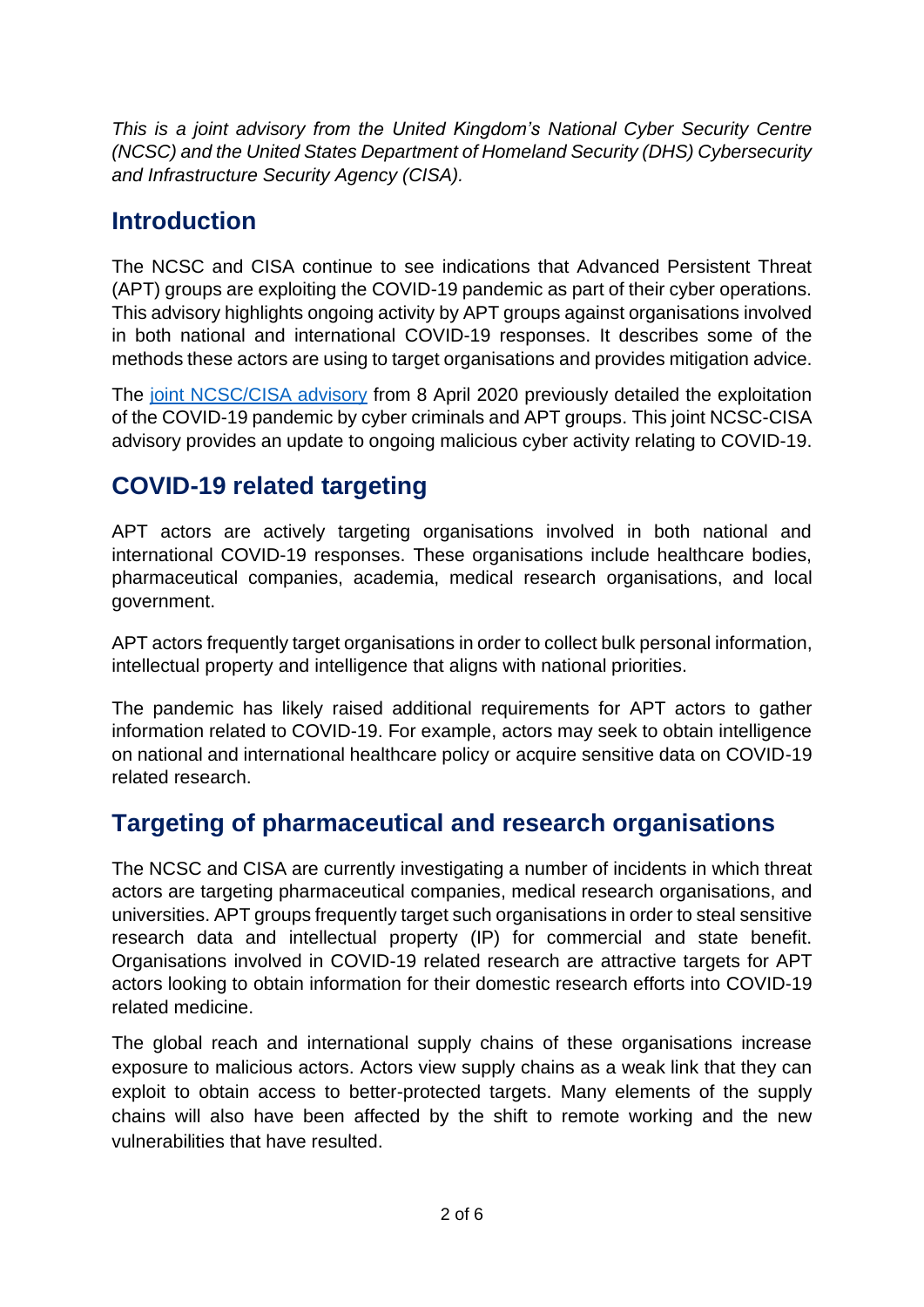*This is a joint advisory from the United Kingdom's National Cyber Security Centre (NCSC) and the United States Department of Homeland Security (DHS) Cybersecurity and Infrastructure Security Agency (CISA).*

## Introduction

The NCSC and CISA continue to see indications that Advanced Persistent Threat (APT) groups are exploiting the COVID-19 pandemic as part of their cyber operations. This advisory highlights ongoing activity by APT groups against organisations involved in both national and international COVID-19 responses. It describes some of the methods these actors are using to target organisations and provides mitigation advice.

The joint NCSC/CISA advisory from 8 April 2020 previously detailed the exploitation of the COVID-19 pandemic by cyber criminals and APT groups. This joint NCSC-CISA advisory provides an update to ongoing malicious cyber activity relating to COVID-19.

## COVID-19 related targeting

APT actors are actively targeting organisations involved in both national and international COVID-19 responses. These organisations include healthcare bodies, pharmaceutical companies, academia, medical research organisations, and local government.

APT actors frequently target organisations in order to collect bulk personal information, intellectual property and intelligence that aligns with national priorities.

The pandemic has likely raised additional requirements for APT actors to gather information related to COVID-19. For example, actors may seek to obtain intelligence on national and international healthcare policy or acquire sensitive data on COVID-19 related research.

## Targeting of pharmaceutical and research organisations

The NCSC and CISA are currently investigating a number of incidents in which threat actors are targeting pharmaceutical companies, medical research organisations, and universities. APT groups frequently target such organisations in order to steal sensitive research data and intellectual property (IP) for commercial and state benefit. Organisations involved in COVID-19 related research are attractive targets for APT actors looking to obtain information for their domestic research efforts into COVID-19 related medicine.

The global reach and international supply chains of these organisations increase exposure to malicious actors. Actors view supply chains as a weak link that they can exploit to obtain access to better-protected targets. Many elements of the supply chains will also have been affected by the shift to remote working and the new vulnerabilities that have resulted.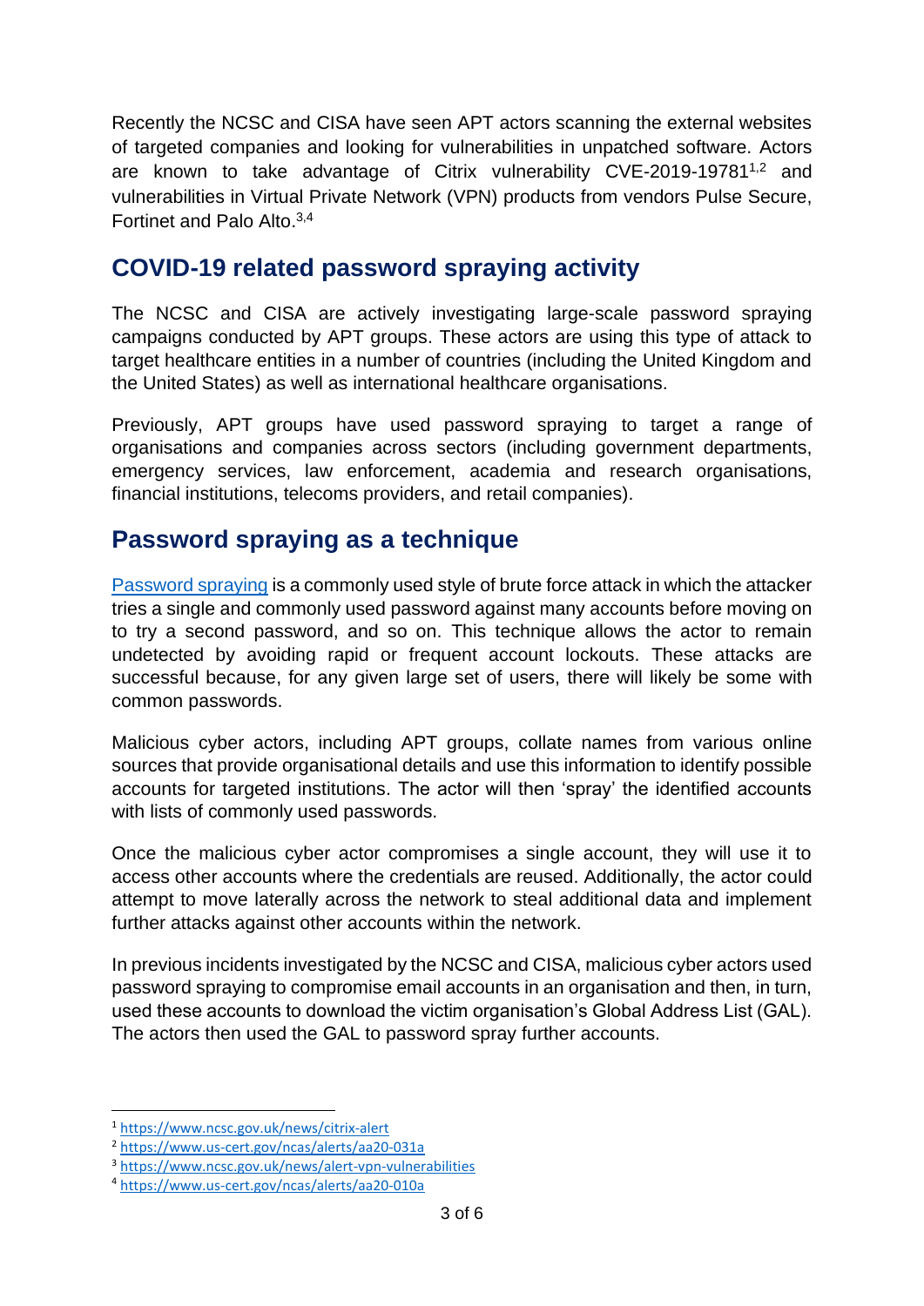Recently the NCSC and CISA have seen APT actors scanning the external websites of targeted companies and looking for vulnerabilities in unpatched software. Actors are known to take advantage of Citrix vulnerability CVE-2019-19781[1,2] and vulnerabilities in Virtual Private Network (VPN) products from vendors Pulse Secure, Fortinet and Palo Alto.[3,4]

## COVID-19 related password spraying activity

The NCSC and CISA are actively investigating large-scale password spraying campaigns conducted by APT groups. These actors are using this type of attack to target healthcare entities in a number of countries (including the United Kingdom and the United States) as well as international healthcare organisations.

Previously, APT groups have used password spraying to target a range of organisations and companies across sectors (including government departments, emergency services, law enforcement, academia and research organisations, financial institutions, telecoms providers, and retail companies).

## Password spraying as a technique

Password spraying is a commonly used style of brute force attack in which the attacker tries a single and commonly used password against many accounts before moving on to try a second password, and so on. This technique allows the actor to remain undetected by avoiding rapid or frequent account lockouts. These attacks are successful because, for any given large set of users, there will likely be some with common passwords.

Malicious cyber actors, including APT groups, collate names from various online sources that provide organisational details and use this information to identify possible accounts for targeted institutions. The actor will then 'spray' the identified accounts with lists of commonly used passwords.

Once the malicious cyber actor compromises a single account, they will use it to access other accounts where the credentials are reused. Additionally, the actor could attempt to move laterally across the network to steal additional data and implement further attacks against other accounts within the network.

In previous incidents investigated by the NCSC and CISA, malicious cyber actors used password spraying to compromise email accounts in an organisation and then, in turn, used these accounts to download the victim organisation's Global Address List (GAL). The actors then used the GAL to password spray further accounts.

---

[1] https://www.ncsc.gov.uk/news/citrix-alert

[2] https://www.us-cert.gov/ncas/alerts/aa20-031a

[3] https://www.ncsc.gov.uk/news/alert-vpn-vulnerabilities

[4] https://www.us-cert.gov/ncas/alerts/aa20-010a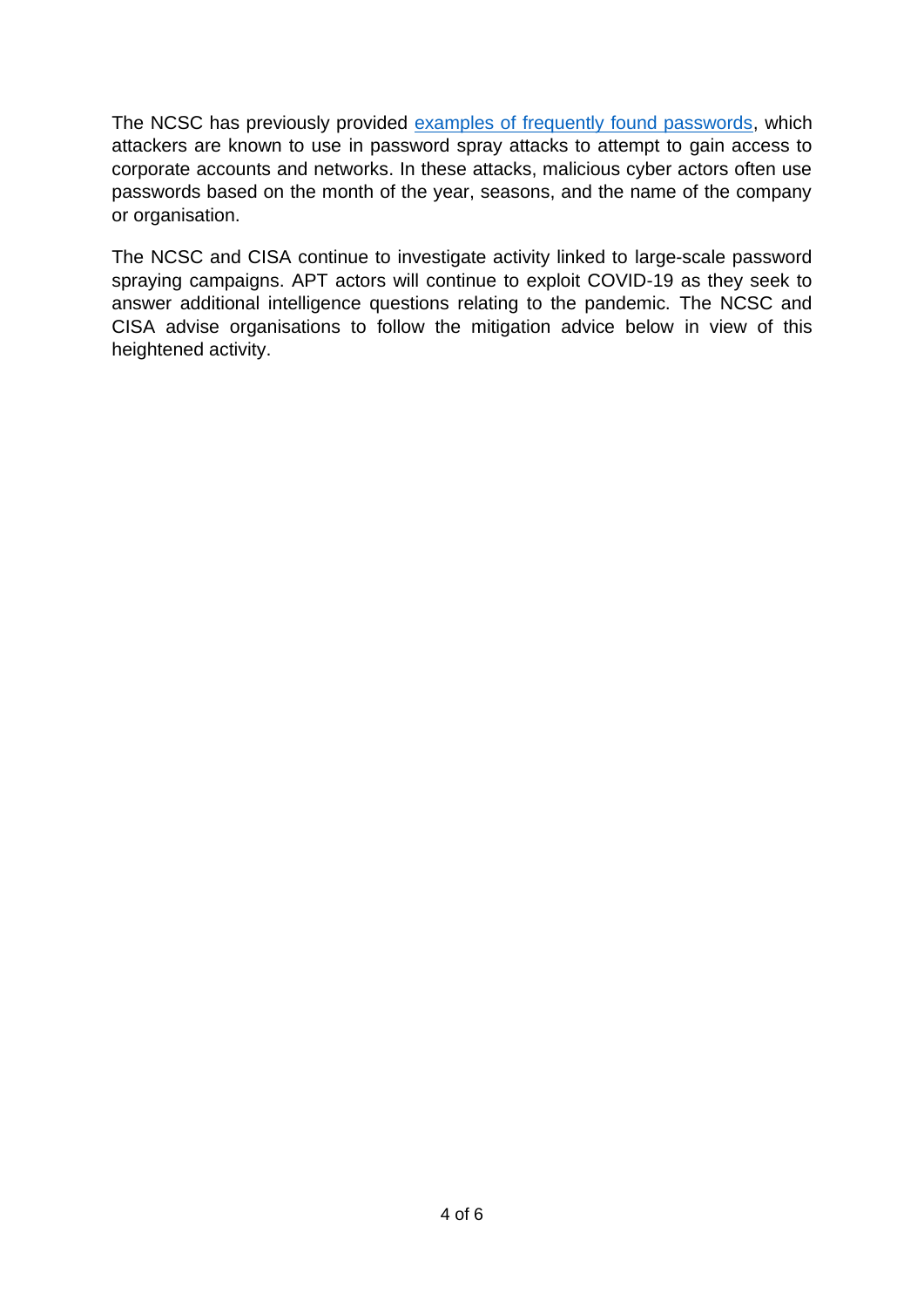The NCSC has previously provided [examples of frequently found passwords](), which attackers are known to use in password spray attacks to attempt to gain access to corporate accounts and networks. In these attacks, malicious cyber actors often use passwords based on the month of the year, seasons, and the name of the company or organisation.

The NCSC and CISA continue to investigate activity linked to large-scale password spraying campaigns. APT actors will continue to exploit COVID-19 as they seek to answer additional intelligence questions relating to the pandemic. The NCSC and CISA advise organisations to follow the mitigation advice below in view of this heightened activity.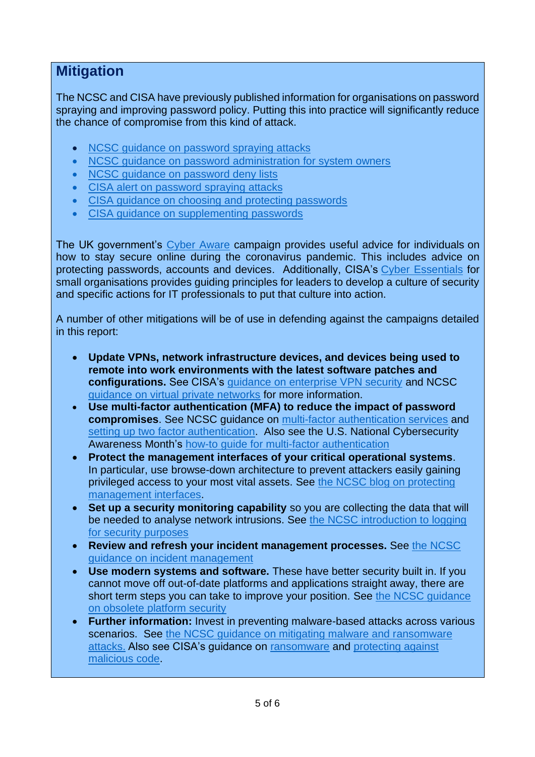## Mitigation

The NCSC and CISA have previously published information for organisations on password spraying and improving password policy. Putting this into practice will significantly reduce the chance of compromise from this kind of attack.

- NCSC guidance on password spraying attacks
- NCSC guidance on password administration for system owners
- NCSC guidance on password deny lists
- CISA alert on password spraying attacks
- CISA guidance on choosing and protecting passwords
- CISA guidance on supplementing passwords

The UK government's Cyber Aware campaign provides useful advice for individuals on how to stay secure online during the coronavirus pandemic. This includes advice on protecting passwords, accounts and devices. Additionally, CISA's Cyber Essentials for small organisations provides guiding principles for leaders to develop a culture of security and specific actions for IT professionals to put that culture into action.

A number of other mitigations will be of use in defending against the campaigns detailed in this report:

- **Update VPNs, network infrastructure devices, and devices being used to remote into work environments with the latest software patches and configurations.** See CISA's guidance on enterprise VPN security and NCSC guidance on virtual private networks for more information.
- **Use multi-factor authentication (MFA) to reduce the impact of password compromises**. See NCSC guidance on multi-factor authentication services and setting up two factor authentication. Also see the U.S. National Cybersecurity Awareness Month's how-to guide for multi-factor authentication
- **Protect the management interfaces of your critical operational systems**. In particular, use browse-down architecture to prevent attackers easily gaining privileged access to your most vital assets. See the NCSC blog on protecting management interfaces.
- **Set up a security monitoring capability** so you are collecting the data that will be needed to analyse network intrusions. See the NCSC introduction to logging for security purposes
- **Review and refresh your incident management processes.** See the NCSC guidance on incident management
- **Use modern systems and software.** These have better security built in. If you cannot move off out-of-date platforms and applications straight away, there are short term steps you can take to improve your position. See the NCSC guidance on obsolete platform security
- **Further information:** Invest in preventing malware-based attacks across various scenarios. See the NCSC guidance on mitigating malware and ransomware attacks. Also see CISA's guidance on ransomware and protecting against malicious code.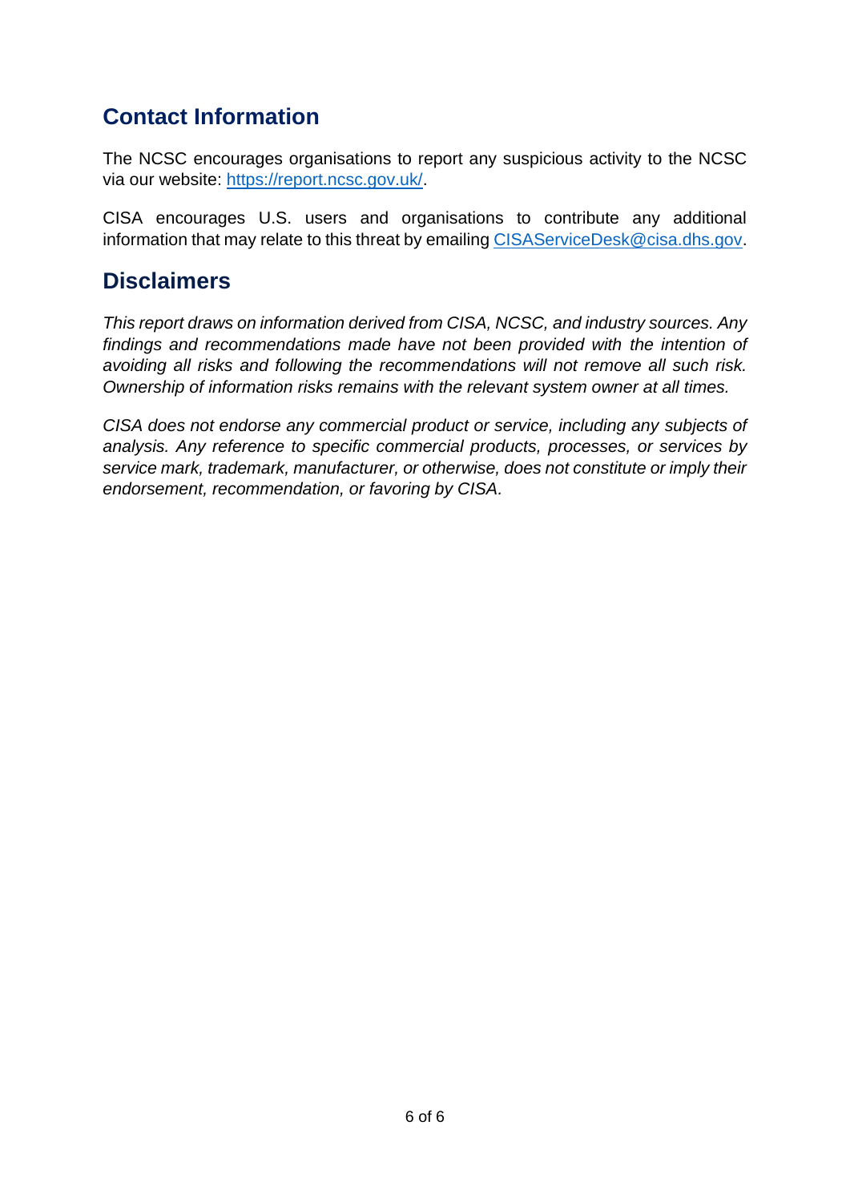## Contact Information

The NCSC encourages organisations to report any suspicious activity to the NCSC via our website: https://report.ncsc.gov.uk/.

CISA encourages U.S. users and organisations to contribute any additional information that may relate to this threat by emailing CISAServiceDesk@cisa.dhs.gov.

## Disclaimers

*This report draws on information derived from CISA, NCSC, and industry sources. Any findings and recommendations made have not been provided with the intention of avoiding all risks and following the recommendations will not remove all such risk. Ownership of information risks remains with the relevant system owner at all times.*

*CISA does not endorse any commercial product or service, including any subjects of analysis. Any reference to specific commercial products, processes, or services by service mark, trademark, manufacturer, or otherwise, does not constitute or imply their endorsement, recommendation, or favoring by CISA.*